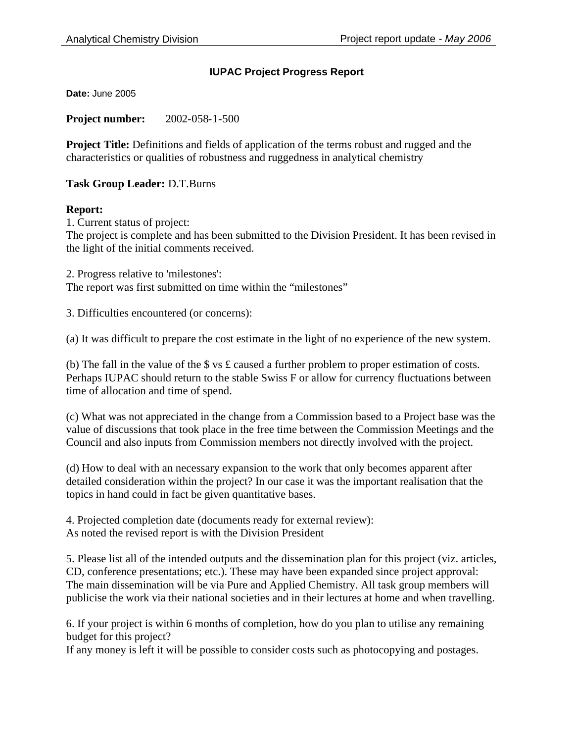# IUPAC Project Progress Report

**Date:** June 2005

**Project number:** 2002-058-1-500

**Project Title:** Definitions and fields of application of the terms robust and rugged and the characteristics or qualities of robustness and ruggedness in analytical chemistry

**Task Group Leader:** D.T.Burns

**Report:**

1. Current status of project:
The project is complete and has been submitted to the Division President. It has been revised in the light of the initial comments received.

2. Progress relative to 'milestones':
The report was first submitted on time within the “milestones”

3. Difficulties encountered (or concerns):

(a) It was difficult to prepare the cost estimate in the light of no experience of the new system.

(b) The fall in the value of the $ vs £ caused a further problem to proper estimation of costs. Perhaps IUPAC should return to the stable Swiss F or allow for currency fluctuations between time of allocation and time of spend.

(c) What was not appreciated in the change from a Commission based to a Project base was the value of discussions that took place in the free time between the Commission Meetings and the Council and also inputs from Commission members not directly involved with the project.

(d) How to deal with an necessary expansion to the work that only becomes apparent after detailed consideration within the project? In our case it was the important realisation that the topics in hand could in fact be given quantitative bases.

4. Projected completion date (documents ready for external review):
As noted the revised report is with the Division President

5. Please list all of the intended outputs and the dissemination plan for this project (viz. articles, CD, conference presentations; etc.). These may have been expanded since project approval:
The main dissemination will be via Pure and Applied Chemistry. All task group members will publicise the work via their national societies and in their lectures at home and when travelling.

6. If your project is within 6 months of completion, how do you plan to utilise any remaining budget for this project?
If any money is left it will be possible to consider costs such as photocopying and postages.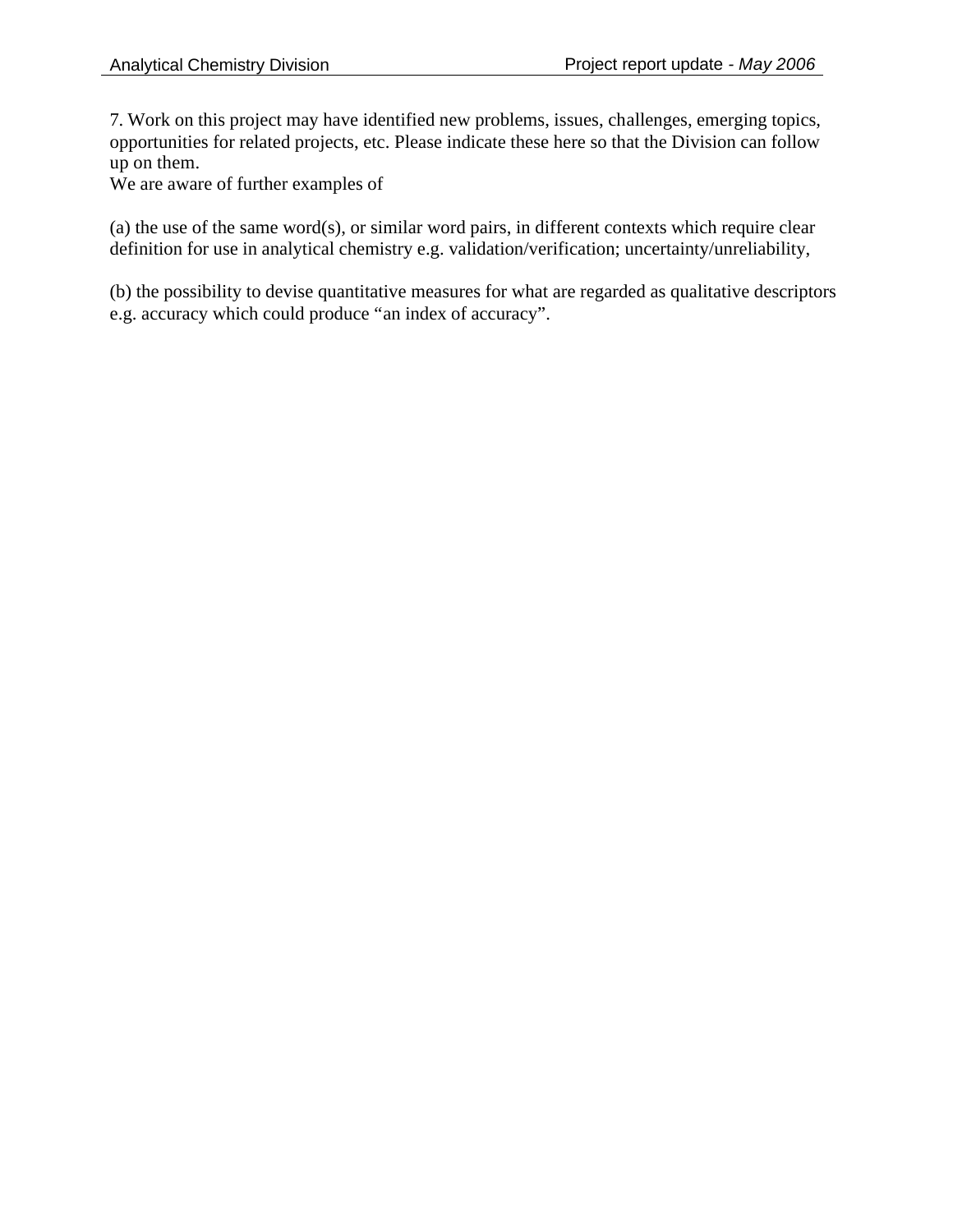7. Work on this project may have identified new problems, issues, challenges, emerging topics, opportunities for related projects, etc. Please indicate these here so that the Division can follow up on them.

We are aware of further examples of

(a) the use of the same word(s), or similar word pairs, in different contexts which require clear definition for use in analytical chemistry e.g. validation/verification; uncertainty/unreliability,

(b) the possibility to devise quantitative measures for what are regarded as qualitative descriptors e.g. accuracy which could produce "an index of accuracy".